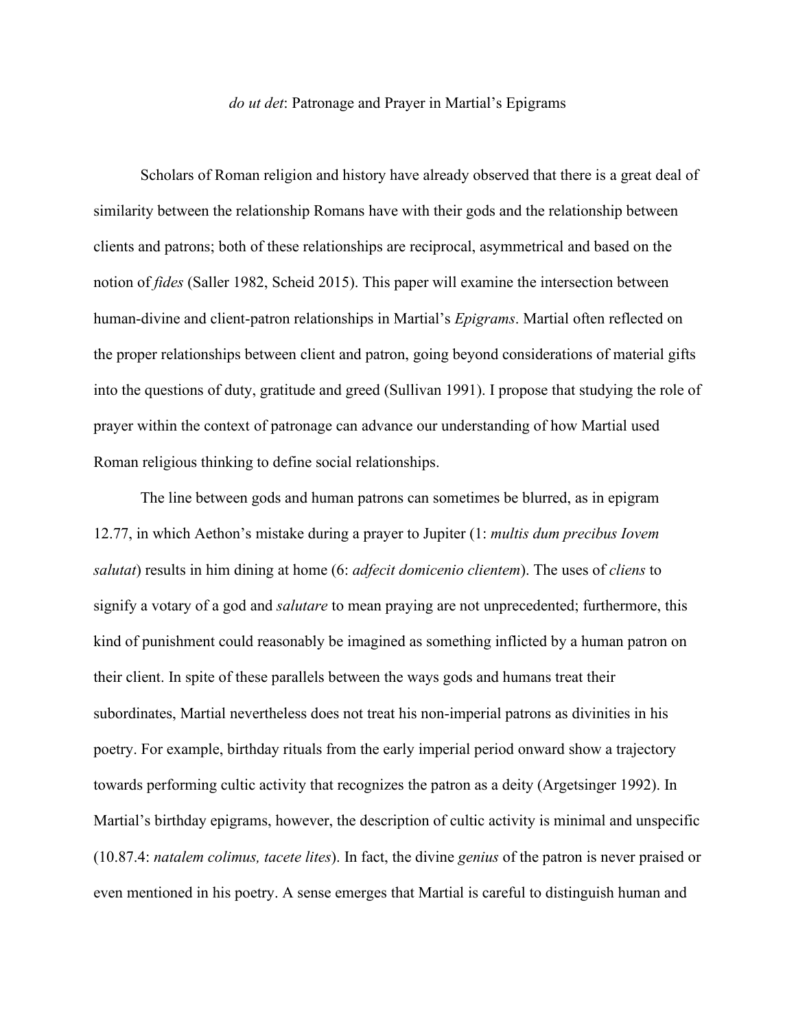*do ut det*: Patronage and Prayer in Martial's Epigrams

Scholars of Roman religion and history have already observed that there is a great deal of similarity between the relationship Romans have with their gods and the relationship between clients and patrons; both of these relationships are reciprocal, asymmetrical and based on the notion of *fides* (Saller 1982, Scheid 2015). This paper will examine the intersection between human-divine and client-patron relationships in Martial's *Epigrams*. Martial often reflected on the proper relationships between client and patron, going beyond considerations of material gifts into the questions of duty, gratitude and greed (Sullivan 1991). I propose that studying the role of prayer within the context of patronage can advance our understanding of how Martial used Roman religious thinking to define social relationships.

The line between gods and human patrons can sometimes be blurred, as in epigram 12.77, in which Aethon's mistake during a prayer to Jupiter (1: *multis dum precibus Iovem salutat*) results in him dining at home (6: *adfecit domicenio clientem*). The uses of *cliens* to signify a votary of a god and *salutare* to mean praying are not unprecedented; furthermore, this kind of punishment could reasonably be imagined as something inflicted by a human patron on their client. In spite of these parallels between the ways gods and humans treat their subordinates, Martial nevertheless does not treat his non-imperial patrons as divinities in his poetry. For example, birthday rituals from the early imperial period onward show a trajectory towards performing cultic activity that recognizes the patron as a deity (Argetsinger 1992). In Martial's birthday epigrams, however, the description of cultic activity is minimal and unspecific (10.87.4: *natalem colimus, tacete lites*). In fact, the divine *genius* of the patron is never praised or even mentioned in his poetry. A sense emerges that Martial is careful to distinguish human and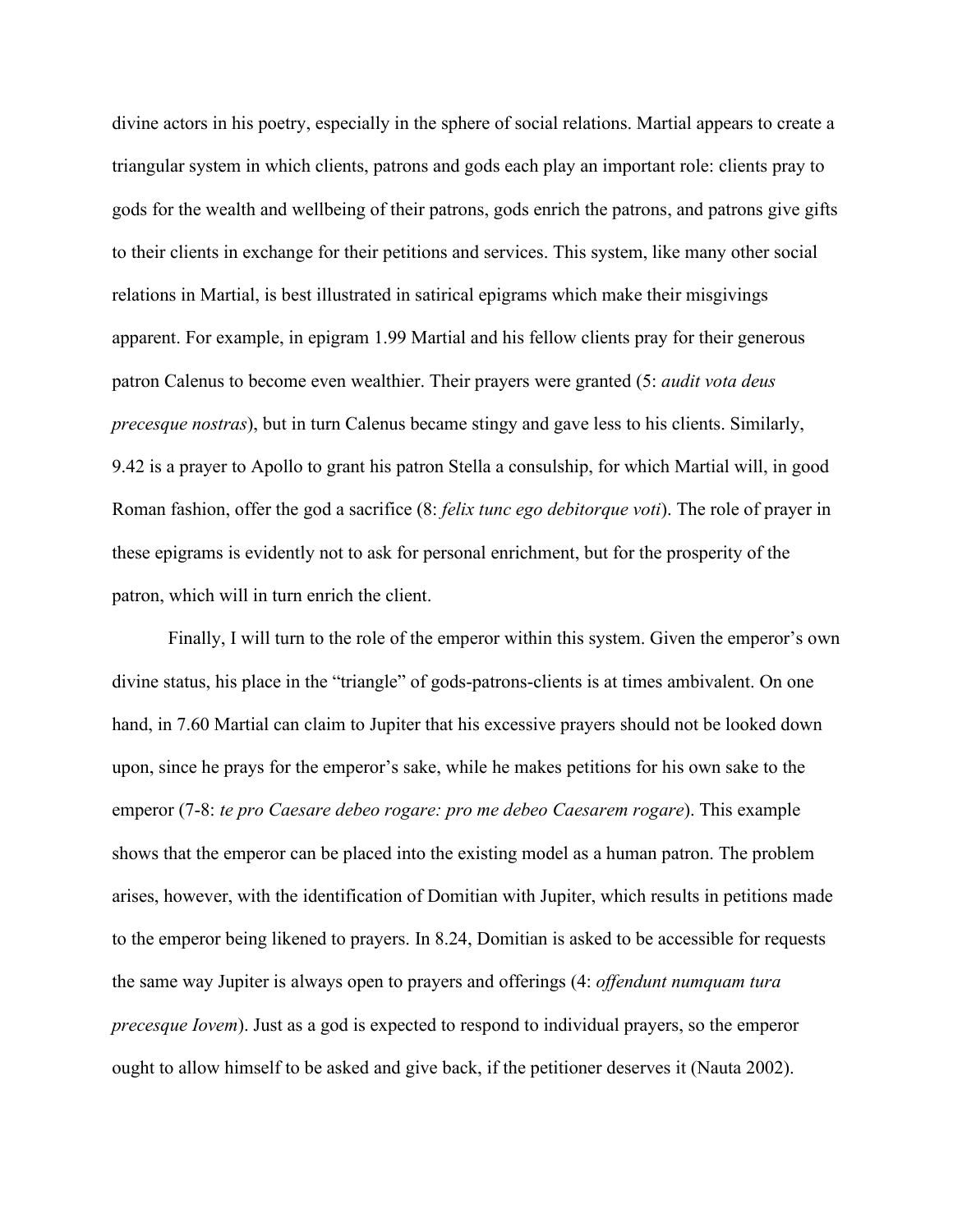divine actors in his poetry, especially in the sphere of social relations. Martial appears to create a triangular system in which clients, patrons and gods each play an important role: clients pray to gods for the wealth and wellbeing of their patrons, gods enrich the patrons, and patrons give gifts to their clients in exchange for their petitions and services. This system, like many other social relations in Martial, is best illustrated in satirical epigrams which make their misgivings apparent. For example, in epigram 1.99 Martial and his fellow clients pray for their generous patron Calenus to become even wealthier. Their prayers were granted (5: *audit vota deus precesque nostras*), but in turn Calenus became stingy and gave less to his clients. Similarly, 9.42 is a prayer to Apollo to grant his patron Stella a consulship, for which Martial will, in good Roman fashion, offer the god a sacrifice (8: *felix tunc ego debitorque voti*). The role of prayer in these epigrams is evidently not to ask for personal enrichment, but for the prosperity of the patron, which will in turn enrich the client.

Finally, I will turn to the role of the emperor within this system. Given the emperor's own divine status, his place in the "triangle" of gods-patrons-clients is at times ambivalent. On one hand, in 7.60 Martial can claim to Jupiter that his excessive prayers should not be looked down upon, since he prays for the emperor's sake, while he makes petitions for his own sake to the emperor (7-8: *te pro Caesare debeo rogare: pro me debeo Caesarem rogare*). This example shows that the emperor can be placed into the existing model as a human patron. The problem arises, however, with the identification of Domitian with Jupiter, which results in petitions made to the emperor being likened to prayers. In 8.24, Domitian is asked to be accessible for requests the same way Jupiter is always open to prayers and offerings (4: *offendunt numquam tura precesque Iovem*). Just as a god is expected to respond to individual prayers, so the emperor ought to allow himself to be asked and give back, if the petitioner deserves it (Nauta 2002).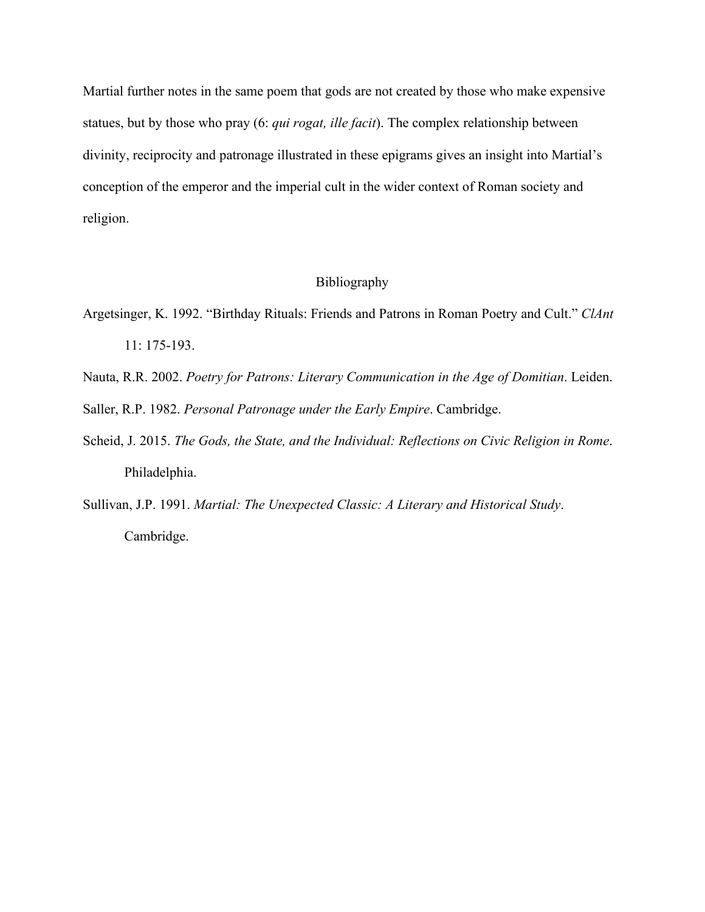Martial further notes in the same poem that gods are not created by those who make expensive statues, but by those who pray (6: *qui rogat, ille facit*). The complex relationship between divinity, reciprocity and patronage illustrated in these epigrams gives an insight into Martial's conception of the emperor and the imperial cult in the wider context of Roman society and religion.

## Bibliography

Argetsinger, K. 1992. "Birthday Rituals: Friends and Patrons in Roman Poetry and Cult." *ClAnt* 11: 175-193.

Nauta, R.R. 2002. *Poetry for Patrons: Literary Communication in the Age of Domitian*. Leiden.

Saller, R.P. 1982. *Personal Patronage under the Early Empire*. Cambridge.

Scheid, J. 2015. *The Gods, the State, and the Individual: Reflections on Civic Religion in Rome*. Philadelphia.

Sullivan, J.P. 1991. *Martial: The Unexpected Classic: A Literary and Historical Study*. Cambridge.